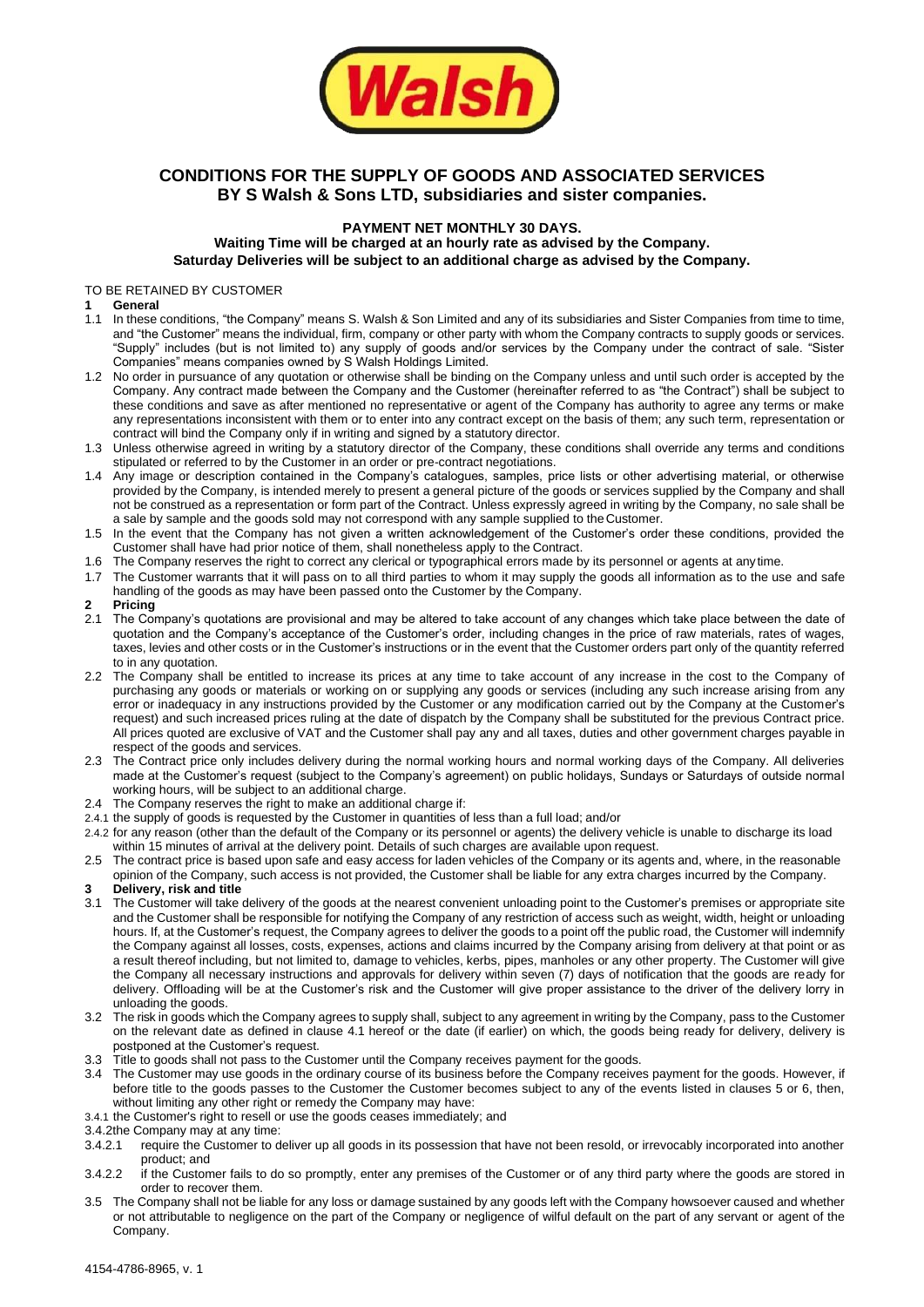# CONDITIONS FOR THE SUPPLY OF GOODS AND ASSOCIATED SERVICES BY S Walsh & Sons LTD, subsidiaries and sister companies.

**PAYMENT NET MONTHLY 30 DAYS.**
**Waiting Time will be charged at an hourly rate as advised by the Company.**
**Saturday Deliveries will be subject to an additional charge as advised by the Company.**

TO BE RETAINED BY CUSTOMER

**1 General**

1.1 In these conditions, "the Company" means S. Walsh & Son Limited and any of its subsidiaries and Sister Companies from time to time, and "the Customer" means the individual, firm, company or other party with whom the Company contracts to supply goods or services. "Supply" includes (but is not limited to) any supply of goods and/or services by the Company under the contract of sale. "Sister Companies" means companies owned by S Walsh Holdings Limited.

1.2 No order in pursuance of any quotation or otherwise shall be binding on the Company unless and until such order is accepted by the Company. Any contract made between the Company and the Customer (hereinafter referred to as "the Contract") shall be subject to these conditions and save as after mentioned no representative or agent of the Company has authority to agree any terms or make any representations inconsistent with them or to enter into any contract except on the basis of them; any such term, representation or contract will bind the Company only if in writing and signed by a statutory director.

1.3 Unless otherwise agreed in writing by a statutory director of the Company, these conditions shall override any terms and conditions stipulated or referred to by the Customer in an order or pre-contract negotiations.

1.4 Any image or description contained in the Company's catalogues, samples, price lists or other advertising material, or otherwise provided by the Company, is intended merely to present a general picture of the goods or services supplied by the Company and shall not be construed as a representation or form part of the Contract. Unless expressly agreed in writing by the Company, no sale shall be a sale by sample and the goods sold may not correspond with any sample supplied to the Customer.

1.5 In the event that the Company has not given a written acknowledgement of the Customer's order these conditions, provided the Customer shall have had prior notice of them, shall nonetheless apply to the Contract.

1.6 The Company reserves the right to correct any clerical or typographical errors made by its personnel or agents at anytime.

1.7 The Customer warrants that it will pass on to all third parties to whom it may supply the goods all information as to the use and safe handling of the goods as may have been passed onto the Customer by the Company.

**2 Pricing**

2.1 The Company's quotations are provisional and may be altered to take account of any changes which take place between the date of quotation and the Company's acceptance of the Customer's order, including changes in the price of raw materials, rates of wages, taxes, levies and other costs or in the Customer's instructions or in the event that the Customer orders part only of the quantity referred to in any quotation.

2.2 The Company shall be entitled to increase its prices at any time to take account of any increase in the cost to the Company of purchasing any goods or materials or working on or supplying any goods or services (including any such increase arising from any error or inadequacy in any instructions provided by the Customer or any modification carried out by the Company at the Customer's request) and such increased prices ruling at the date of dispatch by the Company shall be substituted for the previous Contract price. All prices quoted are exclusive of VAT and the Customer shall pay any and all taxes, duties and other government charges payable in respect of the goods and services.

2.3 The Contract price only includes delivery during the normal working hours and normal working days of the Company. All deliveries made at the Customer's request (subject to the Company's agreement) on public holidays, Sundays or Saturdays of outside normal working hours, will be subject to an additional charge.

2.4 The Company reserves the right to make an additional charge if:

2.4.1 the supply of goods is requested by the Customer in quantities of less than a full load; and/or

2.4.2 for any reason (other than the default of the Company or its personnel or agents) the delivery vehicle is unable to discharge its load within 15 minutes of arrival at the delivery point. Details of such charges are available upon request.

2.5 The contract price is based upon safe and easy access for laden vehicles of the Company or its agents and, where, in the reasonable opinion of the Company, such access is not provided, the Customer shall be liable for any extra charges incurred by the Company.

**3 Delivery, risk and title**

3.1 The Customer will take delivery of the goods at the nearest convenient unloading point to the Customer's premises or appropriate site and the Customer shall be responsible for notifying the Company of any restriction of access such as weight, width, height or unloading hours. If, at the Customer's request, the Company agrees to deliver the goods to a point off the public road, the Customer will indemnify the Company against all losses, costs, expenses, actions and claims incurred by the Company arising from delivery at that point or as a result thereof including, but not limited to, damage to vehicles, kerbs, pipes, manholes or any other property. The Customer will give the Company all necessary instructions and approvals for delivery within seven (7) days of notification that the goods are ready for delivery. Offloading will be at the Customer's risk and the Customer will give proper assistance to the driver of the delivery lorry in unloading the goods.

3.2 The risk in goods which the Company agrees to supply shall, subject to any agreement in writing by the Company, pass to the Customer on the relevant date as defined in clause 4.1 hereof or the date (if earlier) on which, the goods being ready for delivery, delivery is postponed at the Customer's request.

3.3 Title to goods shall not pass to the Customer until the Company receives payment for the goods.

3.4 The Customer may use goods in the ordinary course of its business before the Company receives payment for the goods. However, if before title to the goods passes to the Customer the Customer becomes subject to any of the events listed in clauses 5 or 6, then, without limiting any other right or remedy the Company may have:

3.4.1 the Customer's right to resell or use the goods ceases immediately; and

3.4.2 the Company may at any time:

3.4.2.1 require the Customer to deliver up all goods in its possession that have not been resold, or irrevocably incorporated into another product; and

3.4.2.2 if the Customer fails to do so promptly, enter any premises of the Customer or of any third party where the goods are stored in order to recover them.

3.5 The Company shall not be liable for any loss or damage sustained by any goods left with the Company howsoever caused and whether or not attributable to negligence on the part of the Company or negligence of wilful default on the part of any servant or agent of the Company.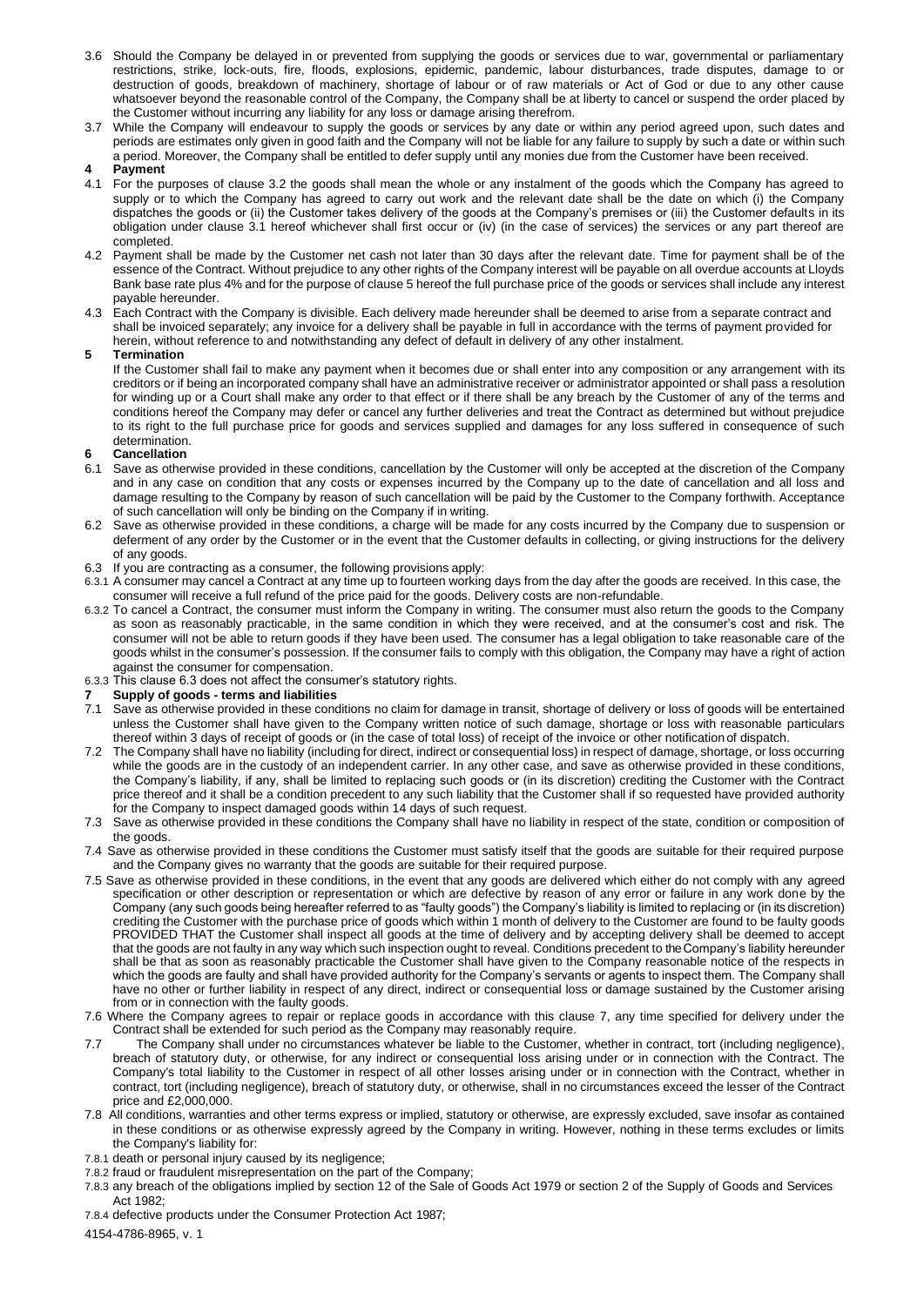3.6 Should the Company be delayed in or prevented from supplying the goods or services due to war, governmental or parliamentary restrictions, strike, lock-outs, fire, floods, explosions, epidemic, pandemic, labour disturbances, trade disputes, damage to or destruction of goods, breakdown of machinery, shortage of labour or of raw materials or Act of God or due to any other cause whatsoever beyond the reasonable control of the Company, the Company shall be at liberty to cancel or suspend the order placed by the Customer without incurring any liability for any loss or damage arising therefrom.

3.7 While the Company will endeavour to supply the goods or services by any date or within any period agreed upon, such dates and periods are estimates only given in good faith and the Company will not be liable for any failure to supply by such a date or within such a period. Moreover, the Company shall be entitled to defer supply until any monies due from the Customer have been received.

**4 Payment**

4.1 For the purposes of clause 3.2 the goods shall mean the whole or any instalment of the goods which the Company has agreed to supply or to which the Company has agreed to carry out work and the relevant date shall be the date on which (i) the Company dispatches the goods or (ii) the Customer takes delivery of the goods at the Company's premises or (iii) the Customer defaults in its obligation under clause 3.1 hereof whichever shall first occur or (iv) (in the case of services) the services or any part thereof are completed.

4.2 Payment shall be made by the Customer net cash not later than 30 days after the relevant date. Time for payment shall be of the essence of the Contract. Without prejudice to any other rights of the Company interest will be payable on all overdue accounts at Lloyds Bank base rate plus 4% and for the purpose of clause 5 hereof the full purchase price of the goods or services shall include any interest payable hereunder.

4.3 Each Contract with the Company is divisible. Each delivery made hereunder shall be deemed to arise from a separate contract and shall be invoiced separately; any invoice for a delivery shall be payable in full in accordance with the terms of payment provided for herein, without reference to and notwithstanding any defect of default in delivery of any other instalment.

**5 Termination**

If the Customer shall fail to make any payment when it becomes due or shall enter into any composition or any arrangement with its creditors or if being an incorporated company shall have an administrative receiver or administrator appointed or shall pass a resolution for winding up or a Court shall make any order to that effect or if there shall be any breach by the Customer of any of the terms and conditions hereof the Company may defer or cancel any further deliveries and treat the Contract as determined but without prejudice to its right to the full purchase price for goods and services supplied and damages for any loss suffered in consequence of such determination.

**6 Cancellation**

6.1 Save as otherwise provided in these conditions, cancellation by the Customer will only be accepted at the discretion of the Company and in any case on condition that any costs or expenses incurred by the Company up to the date of cancellation and all loss and damage resulting to the Company by reason of such cancellation will be paid by the Customer to the Company forthwith. Acceptance of such cancellation will only be binding on the Company if in writing.

6.2 Save as otherwise provided in these conditions, a charge will be made for any costs incurred by the Company due to suspension or deferment of any order by the Customer or in the event that the Customer defaults in collecting, or giving instructions for the delivery of any goods.

6.3 If you are contracting as a consumer, the following provisions apply:

6.3.1 A consumer may cancel a Contract at any time up to fourteen working days from the day after the goods are received. In this case, the consumer will receive a full refund of the price paid for the goods. Delivery costs are non-refundable.

6.3.2 To cancel a Contract, the consumer must inform the Company in writing. The consumer must also return the goods to the Company as soon as reasonably practicable, in the same condition in which they were received, and at the consumer's cost and risk. The consumer will not be able to return goods if they have been used. The consumer has a legal obligation to take reasonable care of the goods whilst in the consumer's possession. If the consumer fails to comply with this obligation, the Company may have a right of action against the consumer for compensation.

6.3.3 This clause 6.3 does not affect the consumer's statutory rights.

**7 Supply of goods - terms and liabilities**

7.1 Save as otherwise provided in these conditions no claim for damage in transit, shortage of delivery or loss of goods will be entertained unless the Customer shall have given to the Company written notice of such damage, shortage or loss with reasonable particulars thereof within 3 days of receipt of goods or (in the case of total loss) of receipt of the invoice or other notification of dispatch.

7.2 The Company shall have no liability (including for direct, indirect or consequential loss) in respect of damage, shortage, or loss occurring while the goods are in the custody of an independent carrier. In any other case, and save as otherwise provided in these conditions, the Company's liability, if any, shall be limited to replacing such goods or (in its discretion) crediting the Customer with the Contract price thereof and it shall be a condition precedent to any such liability that the Customer shall if so requested have provided authority for the Company to inspect damaged goods within 14 days of such request.

7.3 Save as otherwise provided in these conditions the Company shall have no liability in respect of the state, condition or composition of the goods.

7.4 Save as otherwise provided in these conditions the Customer must satisfy itself that the goods are suitable for their required purpose and the Company gives no warranty that the goods are suitable for their required purpose.

7.5 Save as otherwise provided in these conditions, in the event that any goods are delivered which either do not comply with any agreed specification or other description or representation or which are defective by reason of any error or failure in any work done by the Company (any such goods being hereafter referred to as "faulty goods") the Company's liability is limited to replacing or (in its discretion) crediting the Customer with the purchase price of goods which within 1 month of delivery to the Customer are found to be faulty goods PROVIDED THAT the Customer shall inspect all goods at the time of delivery and by accepting delivery shall be deemed to accept that the goods are not faulty in any way which such inspection ought to reveal. Conditions precedent to the Company's liability hereunder shall be that as soon as reasonably practicable the Customer shall have given to the Company reasonable notice of the respects in which the goods are faulty and shall have provided authority for the Company's servants or agents to inspect them. The Company shall have no other or further liability in respect of any direct, indirect or consequential loss or damage sustained by the Customer arising from or in connection with the faulty goods.

7.6 Where the Company agrees to repair or replace goods in accordance with this clause 7, any time specified for delivery under the Contract shall be extended for such period as the Company may reasonably require.

7.7 The Company shall under no circumstances whatever be liable to the Customer, whether in contract, tort (including negligence), breach of statutory duty, or otherwise, for any indirect or consequential loss arising under or in connection with the Contract. The Company's total liability to the Customer in respect of all other losses arising under or in connection with the Contract, whether in contract, tort (including negligence), breach of statutory duty, or otherwise, shall in no circumstances exceed the lesser of the Contract price and £2,000,000.

7.8 All conditions, warranties and other terms express or implied, statutory or otherwise, are expressly excluded, save insofar as contained in these conditions or as otherwise expressly agreed by the Company in writing. However, nothing in these terms excludes or limits the Company's liability for:

7.8.1 death or personal injury caused by its negligence;

7.8.2 fraud or fraudulent misrepresentation on the part of the Company;

7.8.3 any breach of the obligations implied by section 12 of the Sale of Goods Act 1979 or section 2 of the Supply of Goods and Services Act 1982;

7.8.4 defective products under the Consumer Protection Act 1987;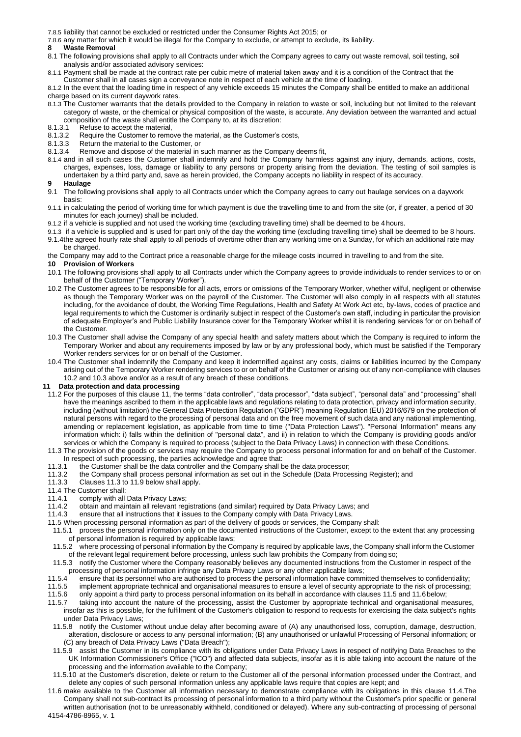7.8.5 liability that cannot be excluded or restricted under the Consumer Rights Act 2015; or

7.8.6 any matter for which it would be illegal for the Company to exclude, or attempt to exclude, its liability.

## 8 Waste Removal

8.1 The following provisions shall apply to all Contracts under which the Company agrees to carry out waste removal, soil testing, soil analysis and/or associated advisory services:

8.1.1 Payment shall be made at the contract rate per cubic metre of material taken away and it is a condition of the Contract that the Customer shall in all cases sign a conveyance note in respect of each vehicle at the time of loading.

8.1.2 In the event that the loading time in respect of any vehicle exceeds 15 minutes the Company shall be entitled to make an additional charge based on its current daywork rates.

8.1.3 The Customer warrants that the details provided to the Company in relation to waste or soil, including but not limited to the relevant category of waste, or the chemical or physical composition of the waste, is accurate. Any deviation between the warranted and actual composition of the waste shall entitle the Company to, at its discretion:

8.1.3.1 Refuse to accept the material,

8.1.3.2 Require the Customer to remove the material, as the Customer's costs,

8.1.3.3 Return the material to the Customer, or

8.1.3.4 Remove and dispose of the material in such manner as the Company deems fit,

8.1.4 and in all such cases the Customer shall indemnify and hold the Company harmless against any injury, demands, actions, costs, charges, expenses, loss, damage or liability to any persons or property arising from the deviation. The testing of soil samples is undertaken by a third party and, save as herein provided, the Company accepts no liability in respect of its accuracy.

## 9 Haulage

9.1 The following provisions shall apply to all Contracts under which the Company agrees to carry out haulage services on a daywork basis:

9.1.1 in calculating the period of working time for which payment is due the travelling time to and from the site (or, if greater, a period of 30 minutes for each journey) shall be included.

9.1.2 if a vehicle is supplied and not used the working time (excluding travelling time) shall be deemed to be 4 hours.

9.1.3 if a vehicle is supplied and is used for part only of the day the working time (excluding travelling time) shall be deemed to be 8 hours.

9.1.4the agreed hourly rate shall apply to all periods of overtime other than any working time on a Sunday, for which an additional rate may be charged.

the Company may add to the Contract price a reasonable charge for the mileage costs incurred in travelling to and from the site.

## 10 Provision of Workers

10.1 The following provisions shall apply to all Contracts under which the Company agrees to provide individuals to render services to or on behalf of the Customer ("Temporary Worker").

10.2 The Customer agrees to be responsible for all acts, errors or omissions of the Temporary Worker, whether wilful, negligent or otherwise as though the Temporary Worker was on the payroll of the Customer. The Customer will also comply in all respects with all statutes including, for the avoidance of doubt, the Working Time Regulations, Health and Safety At Work Act etc, by-laws, codes of practice and legal requirements to which the Customer is ordinarily subject in respect of the Customer's own staff, including in particular the provision of adequate Employer's and Public Liability Insurance cover for the Temporary Worker whilst it is rendering services for or on behalf of the Customer.

10.3 The Customer shall advise the Company of any special health and safety matters about which the Company is required to inform the Temporary Worker and about any requirements imposed by law or by any professional body, which must be satisfied if the Temporary Worker renders services for or on behalf of the Customer.

10.4 The Customer shall indemnify the Company and keep it indemnified against any costs, claims or liabilities incurred by the Company arising out of the Temporary Worker rendering services to or on behalf of the Customer or arising out of any non-compliance with clauses 10.2 and 10.3 above and/or as a result of any breach of these conditions.

## 11 Data protection and data processing

11.2 For the purposes of this clause 11, the terms "data controller", "data processor", "data subject", "personal data" and "processing" shall have the meanings ascribed to them in the applicable laws and regulations relating to data protection, privacy and information security, including (without limitation) the General Data Protection Regulation ("GDPR") meaning Regulation (EU) 2016/679 on the protection of natural persons with regard to the processing of personal data and on the free movement of such data and any national implementing, amending or replacement legislation, as applicable from time to time ("Data Protection Laws"). "Personal Information" means any information which: i) falls within the definition of "personal data", and ii) in relation to which the Company is providing goods and/or services or which the Company is required to process (subject to the Data Privacy Laws) in connection with these Conditions.

11.3 The provision of the goods or services may require the Company to process personal information for and on behalf of the Customer. In respect of such processing, the parties acknowledge and agree that:

11.3.1 the Customer shall be the data controller and the Company shall be the data processor;

11.3.2 the Company shall process personal information as set out in the Schedule (Data Processing Register); and

11.3.3 Clauses 11.3 to 11.9 below shall apply.

11.4 The Customer shall:

11.4.1 comply with all Data Privacy Laws;

11.4.2 obtain and maintain all relevant registrations (and similar) required by Data Privacy Laws; and

11.4.3 ensure that all instructions that it issues to the Company comply with Data Privacy Laws.

11.5 When processing personal information as part of the delivery of goods or services, the Company shall:

11.5.1 process the personal information only on the documented instructions of the Customer, except to the extent that any processing of personal information is required by applicable laws;

11.5.2 where processing of personal information by the Company is required by applicable laws, the Company shall inform the Customer of the relevant legal requirement before processing, unless such law prohibits the Company from doing so;

11.5.3 notify the Customer where the Company reasonably believes any documented instructions from the Customer in respect of the processing of personal information infringe any Data Privacy Laws or any other applicable laws;

11.5.4 ensure that its personnel who are authorised to process the personal information have committed themselves to confidentiality;

11.5.5 implement appropriate technical and organisational measures to ensure a level of security appropriate to the risk of processing;

11.5.6 only appoint a third party to process personal information on its behalf in accordance with clauses 11.5 and 11.6 below;

11.5.7 taking into account the nature of the processing, assist the Customer by appropriate technical and organisational measures, insofar as this is possible, for the fulfilment of the Customer's obligation to respond to requests for exercising the data subject's rights under Data Privacy Laws;

11.5.8 notify the Customer without undue delay after becoming aware of (A) any unauthorised loss, corruption, damage, destruction, alteration, disclosure or access to any personal information; (B) any unauthorised or unlawful Processing of Personal information; or (C) any breach of Data Privacy Laws ("Data Breach");

11.5.9 assist the Customer in its compliance with its obligations under Data Privacy Laws in respect of notifying Data Breaches to the UK Information Commissioner's Office ("ICO") and affected data subjects, insofar as it is able taking into account the nature of the processing and the information available to the Company;

11.5.10 at the Customer's discretion, delete or return to the Customer all of the personal information processed under the Contract, and delete any copies of such personal information unless any applicable laws require that copies are kept; and

11.6 make available to the Customer all information necessary to demonstrate compliance with its obligations in this clause 11.4.The Company shall not sub-contract its processing of personal information to a third party without the Customer's prior specific or general written authorisation (not to be unreasonably withheld, conditioned or delayed). Where any sub-contracting of processing of personal

4154-4786-8965, v. 1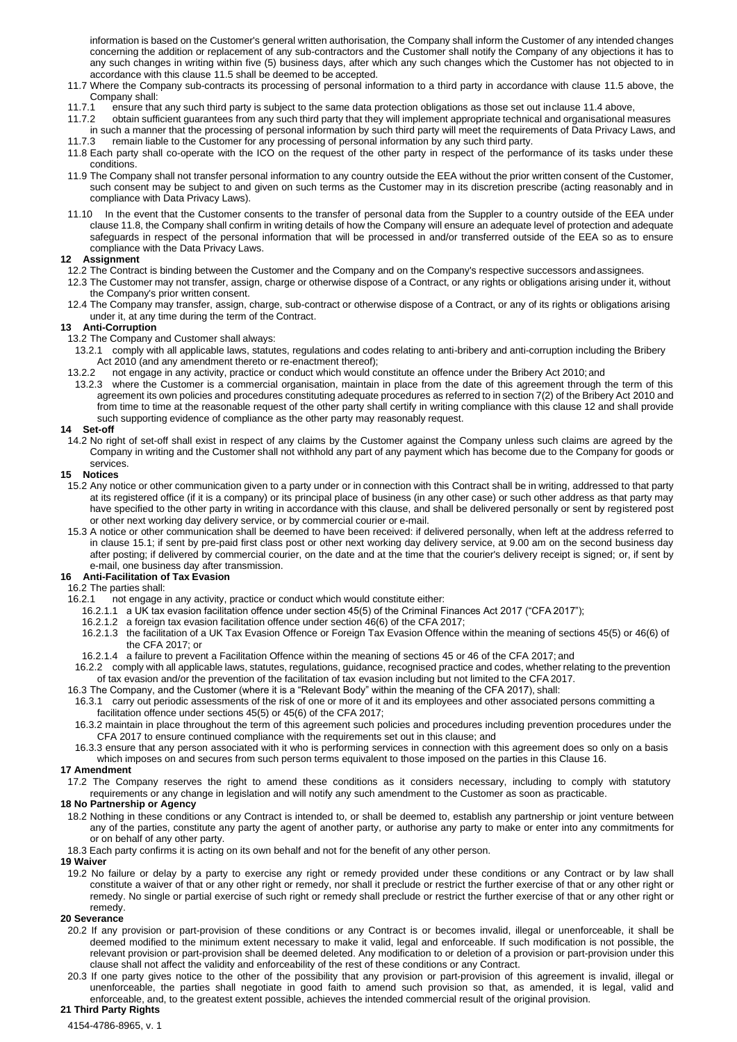information is based on the Customer's general written authorisation, the Company shall inform the Customer of any intended changes concerning the addition or replacement of any sub-contractors and the Customer shall notify the Company of any objections it has to any such changes in writing within five (5) business days, after which any such changes which the Customer has not objected to in accordance with this clause 11.5 shall be deemed to be accepted.

11.7 Where the Company sub-contracts its processing of personal information to a third party in accordance with clause 11.5 above, the Company shall:

11.7.1 ensure that any such third party is subject to the same data protection obligations as those set out in clause 11.4 above,

11.7.2 obtain sufficient guarantees from any such third party that they will implement appropriate technical and organisational measures in such a manner that the processing of personal information by such third party will meet the requirements of Data Privacy Laws, and

11.7.3 remain liable to the Customer for any processing of personal information by any such third party.

11.8 Each party shall co-operate with the ICO on the request of the other party in respect of the performance of its tasks under these conditions.

11.9 The Company shall not transfer personal information to any country outside the EEA without the prior written consent of the Customer, such consent may be subject to and given on such terms as the Customer may in its discretion prescribe (acting reasonably and in compliance with Data Privacy Laws).

11.10 In the event that the Customer consents to the transfer of personal data from the Suppler to a country outside of the EEA under clause 11.8, the Company shall confirm in writing details of how the Company will ensure an adequate level of protection and adequate safeguards in respect of the personal information that will be processed in and/or transferred outside of the EEA so as to ensure compliance with the Data Privacy Laws.

**12 Assignment**

12.2 The Contract is binding between the Customer and the Company and on the Company's respective successors and assignees.

12.3 The Customer may not transfer, assign, charge or otherwise dispose of a Contract, or any rights or obligations arising under it, without the Company's prior written consent.

12.4 The Company may transfer, assign, charge, sub-contract or otherwise dispose of a Contract, or any of its rights or obligations arising under it, at any time during the term of the Contract.

**13 Anti-Corruption**

13.2 The Company and Customer shall always:

13.2.1 comply with all applicable laws, statutes, regulations and codes relating to anti-bribery and anti-corruption including the Bribery Act 2010 (and any amendment thereto or re-enactment thereof);

13.2.2 not engage in any activity, practice or conduct which would constitute an offence under the Bribery Act 2010; and

13.2.3 where the Customer is a commercial organisation, maintain in place from the date of this agreement through the term of this agreement its own policies and procedures constituting adequate procedures as referred to in section 7(2) of the Bribery Act 2010 and from time to time at the reasonable request of the other party shall certify in writing compliance with this clause 12 and shall provide such supporting evidence of compliance as the other party may reasonably request.

**14 Set-off**

14.2 No right of set-off shall exist in respect of any claims by the Customer against the Company unless such claims are agreed by the Company in writing and the Customer shall not withhold any part of any payment which has become due to the Company for goods or services.

**15 Notices**

15.2 Any notice or other communication given to a party under or in connection with this Contract shall be in writing, addressed to that party at its registered office (if it is a company) or its principal place of business (in any other case) or such other address as that party may have specified to the other party in writing in accordance with this clause, and shall be delivered personally or sent by registered post or other next working day delivery service, or by commercial courier or e-mail.

15.3 A notice or other communication shall be deemed to have been received: if delivered personally, when left at the address referred to in clause 15.1; if sent by pre-paid first class post or other next working day delivery service, at 9.00 am on the second business day after posting; if delivered by commercial courier, on the date and at the time that the courier's delivery receipt is signed; or, if sent by e-mail, one business day after transmission.

**16 Anti-Facilitation of Tax Evasion**

16.2 The parties shall:

16.2.1 not engage in any activity, practice or conduct which would constitute either:

16.2.1.1 a UK tax evasion facilitation offence under section 45(5) of the Criminal Finances Act 2017 ("CFA 2017");

16.2.1.2 a foreign tax evasion facilitation offence under section 46(6) of the CFA 2017;

16.2.1.3 the facilitation of a UK Tax Evasion Offence or Foreign Tax Evasion Offence within the meaning of sections 45(5) or 46(6) of the CFA 2017; or

16.2.1.4 a failure to prevent a Facilitation Offence within the meaning of sections 45 or 46 of the CFA 2017; and

16.2.2 comply with all applicable laws, statutes, regulations, guidance, recognised practice and codes, whether relating to the prevention of tax evasion and/or the prevention of the facilitation of tax evasion including but not limited to the CFA 2017.

16.3 The Company, and the Customer (where it is a "Relevant Body" within the meaning of the CFA 2017), shall:

16.3.1 carry out periodic assessments of the risk of one or more of it and its employees and other associated persons committing a facilitation offence under sections 45(5) or 45(6) of the CFA 2017;

16.3.2 maintain in place throughout the term of this agreement such policies and procedures including prevention procedures under the CFA 2017 to ensure continued compliance with the requirements set out in this clause; and

16.3.3 ensure that any person associated with it who is performing services in connection with this agreement does so only on a basis which imposes on and secures from such person terms equivalent to those imposed on the parties in this Clause 16.

**17 Amendment**

17.2 The Company reserves the right to amend these conditions as it considers necessary, including to comply with statutory requirements or any change in legislation and will notify any such amendment to the Customer as soon as practicable.

**18 No Partnership or Agency**

18.2 Nothing in these conditions or any Contract is intended to, or shall be deemed to, establish any partnership or joint venture between any of the parties, constitute any party the agent of another party, or authorise any party to make or enter into any commitments for or on behalf of any other party.

18.3 Each party confirms it is acting on its own behalf and not for the benefit of any other person.

**19 Waiver**

19.2 No failure or delay by a party to exercise any right or remedy provided under these conditions or any Contract or by law shall constitute a waiver of that or any other right or remedy, nor shall it preclude or restrict the further exercise of that or any other right or remedy. No single or partial exercise of such right or remedy shall preclude or restrict the further exercise of that or any other right or remedy.

**20 Severance**

20.2 If any provision or part-provision of these conditions or any Contract is or becomes invalid, illegal or unenforceable, it shall be deemed modified to the minimum extent necessary to make it valid, legal and enforceable. If such modification is not possible, the relevant provision or part-provision shall be deemed deleted. Any modification to or deletion of a provision or part-provision under this clause shall not affect the validity and enforceability of the rest of these conditions or any Contract.

20.3 If one party gives notice to the other of the possibility that any provision or part-provision of this agreement is invalid, illegal or unenforceable, the parties shall negotiate in good faith to amend such provision so that, as amended, it is legal, valid and enforceable, and, to the greatest extent possible, achieves the intended commercial result of the original provision.

**21 Third Party Rights**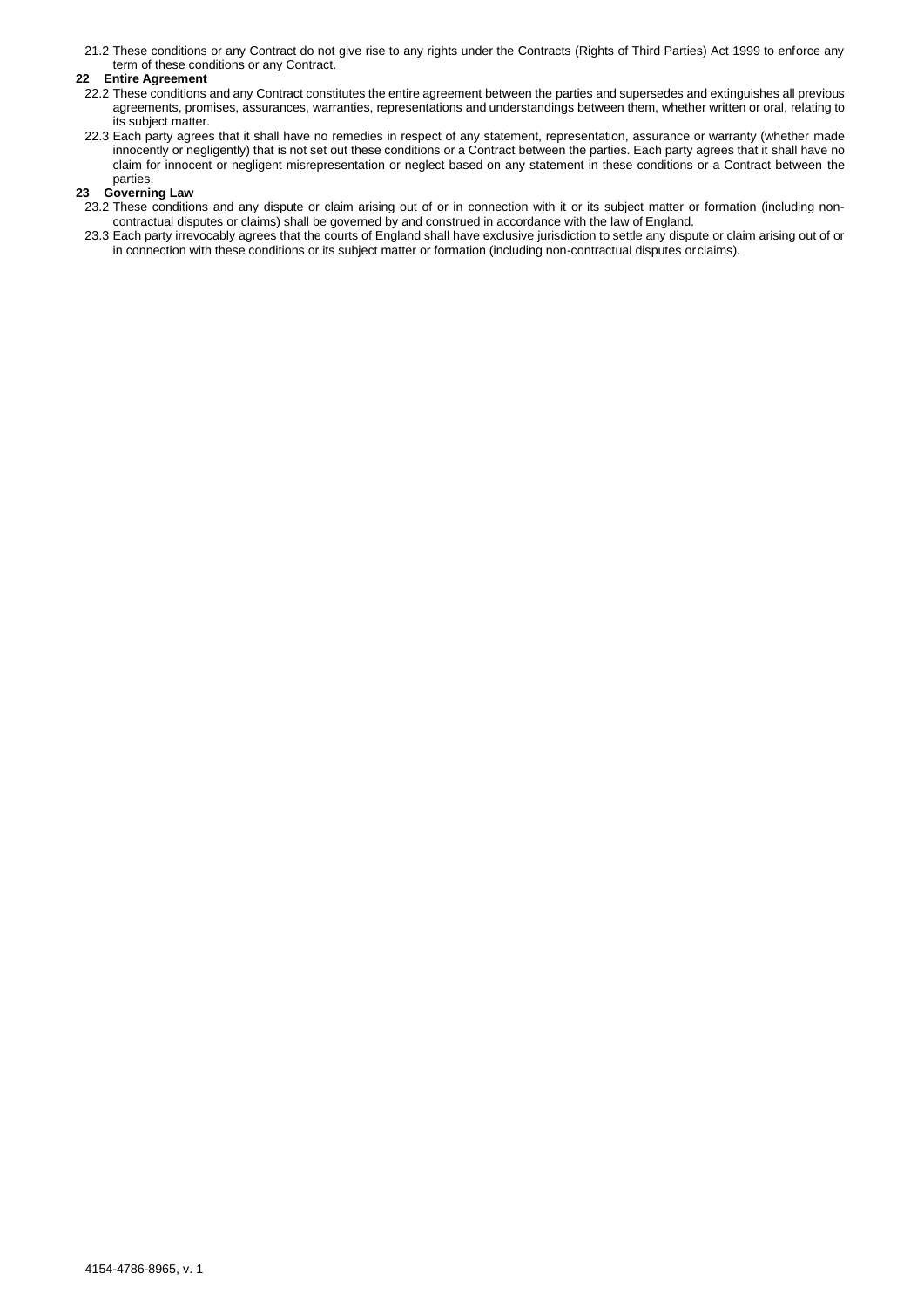21.2 These conditions or any Contract do not give rise to any rights under the Contracts (Rights of Third Parties) Act 1999 to enforce any term of these conditions or any Contract.

**22 Entire Agreement**

22.2 These conditions and any Contract constitutes the entire agreement between the parties and supersedes and extinguishes all previous agreements, promises, assurances, warranties, representations and understandings between them, whether written or oral, relating to its subject matter.

22.3 Each party agrees that it shall have no remedies in respect of any statement, representation, assurance or warranty (whether made innocently or negligently) that is not set out these conditions or a Contract between the parties. Each party agrees that it shall have no claim for innocent or negligent misrepresentation or neglect based on any statement in these conditions or a Contract between the parties.

**23 Governing Law**

23.2 These conditions and any dispute or claim arising out of or in connection with it or its subject matter or formation (including non-contractual disputes or claims) shall be governed by and construed in accordance with the law of England.

23.3 Each party irrevocably agrees that the courts of England shall have exclusive jurisdiction to settle any dispute or claim arising out of or in connection with these conditions or its subject matter or formation (including non-contractual disputes or claims).

4154-4786-8965, v. 1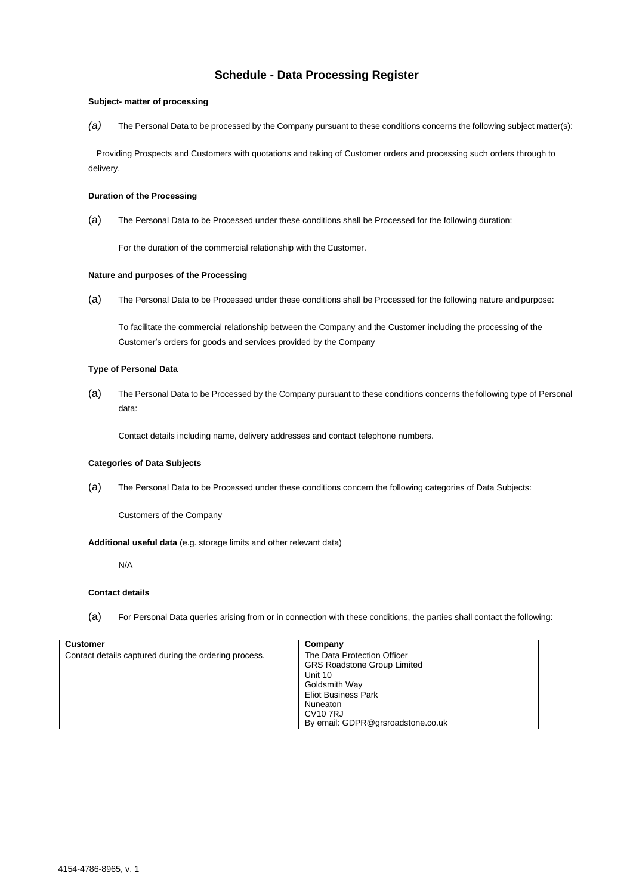# Schedule - Data Processing Register

**Subject- matter of processing**

*(a)* The Personal Data to be processed by the Company pursuant to these conditions concerns the following subject matter(s):

Providing Prospects and Customers with quotations and taking of Customer orders and processing such orders through to delivery.

**Duration of the Processing**

(a) The Personal Data to be Processed under these conditions shall be Processed for the following duration:

For the duration of the commercial relationship with the Customer.

**Nature and purposes of the Processing**

(a) The Personal Data to be Processed under these conditions shall be Processed for the following nature and purpose:

To facilitate the commercial relationship between the Company and the Customer including the processing of the Customer's orders for goods and services provided by the Company

**Type of Personal Data**

(a) The Personal Data to be Processed by the Company pursuant to these conditions concerns the following type of Personal data:

Contact details including name, delivery addresses and contact telephone numbers.

**Categories of Data Subjects**

(a) The Personal Data to be Processed under these conditions concern the following categories of Data Subjects:

Customers of the Company

**Additional useful data** (e.g. storage limits and other relevant data)

N/A

**Contact details**

(a) For Personal Data queries arising from or in connection with these conditions, the parties shall contact the following:

| Customer | Company |
| --- | --- |
| Contact details captured during the ordering process. | The Data Protection Officer<br>GRS Roadstone Group Limited<br>Unit 10<br>Goldsmith Way<br>Eliot Business Park<br>Nuneaton<br>CV10 7RJ<br>By email: GDPR@grsroadstone.co.uk |

4154-4786-8965, v. 1